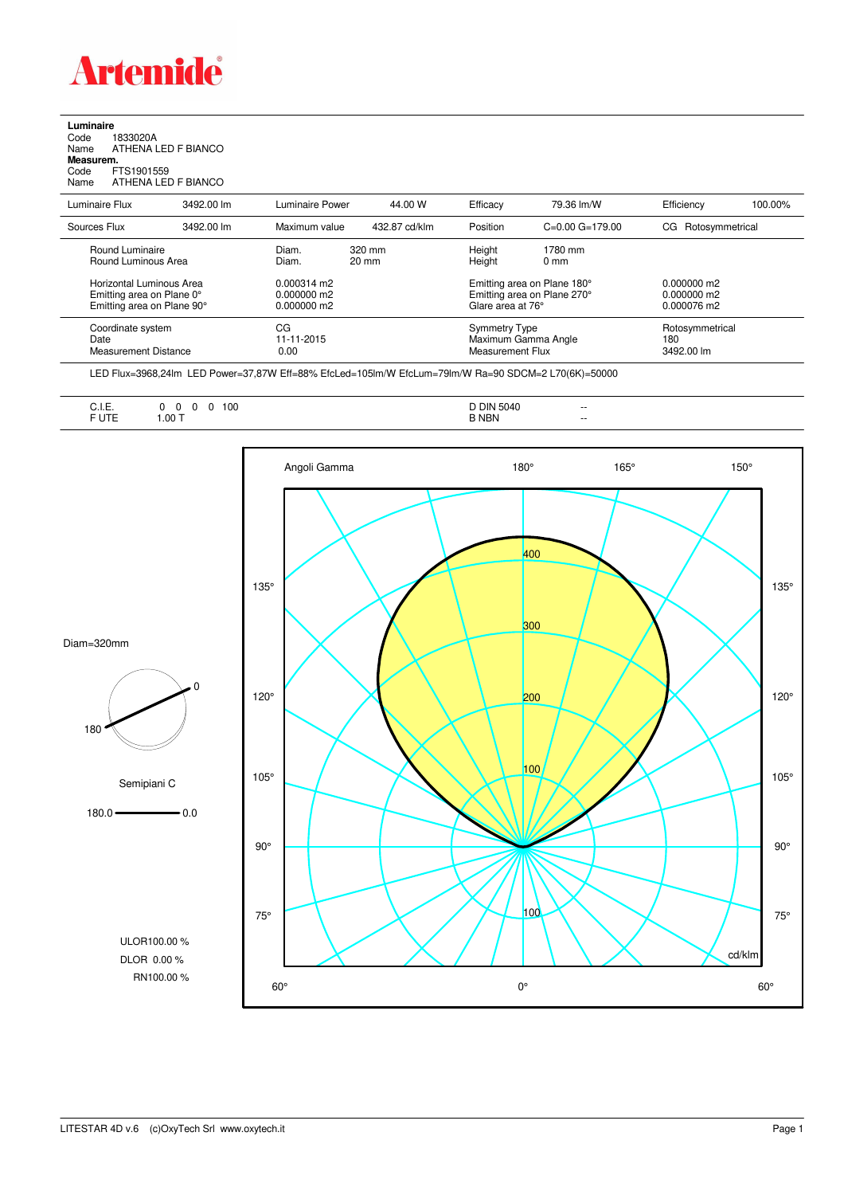**Artemide**

**Luminaire**

Code 1833020A

Name ATHENA LED F BIANCO

**Measurem.**

Code FTS1901559

Name ATHENA LED F BIANCO

| Luminaire Flux | 3492.00 lm | Luminaire Power | 44.00 W | Efficacy | 79.36 lm/W | Efficiency | 100.00% |
|---|---|---|---|---|---|---|---|
| Sources Flux | 3492.00 lm | Maximum value | 432.87 cd/klm | Position | C=0.00 G=179.00 | CG | Rotosymmetrical |

| | | | |
|---|---|---|---|
| Round Luminaire | Diam. 320 mm | Height 1780 mm | |
| Round Luminous Area | Diam. 20 mm | Height 0 mm | |
| Horizontal Luminous Area | 0.000314 m2 | Emitting area on Plane 180° | 0.000000 m2 |
| Emitting area on Plane 0° | 0.000000 m2 | Emitting area on Plane 270° | 0.000000 m2 |
| Emitting area on Plane 90° | 0.000000 m2 | Glare area at 76° | 0.000076 m2 |

| | | | |
|---|---|---|---|
| Coordinate system | CG | Symmetry Type | Rotosymmetrical |
| Date | 11-11-2015 | Maximum Gamma Angle | 180 |
| Measurement Distance | 0.00 | Measurement Flux | 3492.00 lm |

LED Flux=3968,24lm LED Power=37,87W Eff=88% EfcLed=105lm/W EfcLum=79lm/W Ra=90 SDCM=2 L70(6K)=50000

| | | | |
|---|---|---|---|
| C.I.E. | 0 0 0 0 100 | D DIN 5040 | -- |
| F UTE | 1.00 T | B NBN | -- |

Diam=320mm

Semipiani C

180.0 — 0.0

ULOR100.00 %

DLOR 0.00 %

RN100.00 %

Angoli Gamma: 180°, 165°, 150°, 135°, 120°, 105°, 90°, 75°, 60°, 0°

cd/klm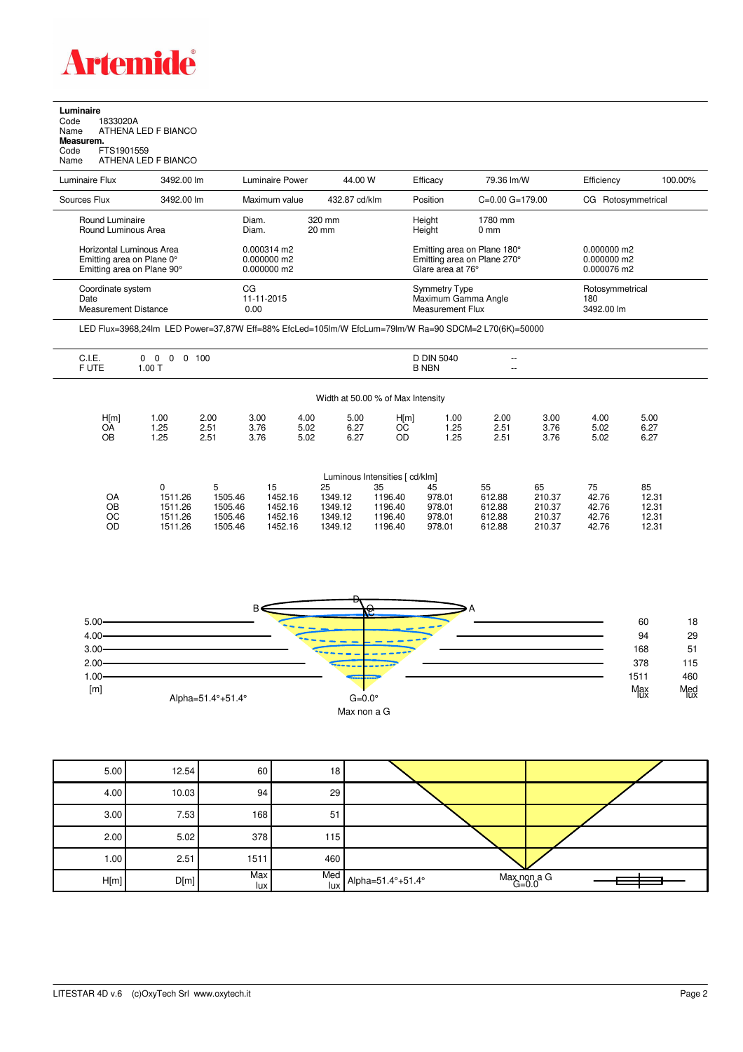**Artemide**

**Luminaire**
Code 1833020A
Name ATHENA LED F BIANCO
**Measurem.**
Code FTS1901559
Name ATHENA LED F BIANCO

| | | | | | | | |
|---|---|---|---|---|---|---|---|
| Luminaire Flux | 3492.00 lm | Luminaire Power | 44.00 W | Efficacy | 79.36 lm/W | Efficiency | 100.00% |
| Sources Flux | 3492.00 lm | Maximum value | 432.87 cd/klm | Position | C=0.00 G=179.00 | CG | Rotosymmetrical |

| | | | | | | |
|---|---|---|---|---|---|---|
| Round Luminaire | Diam. | 320 mm | Height | 1780 mm | | |
| Round Luminous Area | Diam. | 20 mm | Height | 0 mm | | |
| Horizontal Luminous Area | 0.000314 m2 | | Emitting area on Plane 180° | | 0.000000 m2 | |
| Emitting area on Plane 0° | 0.000000 m2 | | Emitting area on Plane 270° | | 0.000000 m2 | |
| Emitting area on Plane 90° | 0.000000 m2 | | Glare area at 76° | | 0.000076 m2 | |

| | | | |
|---|---|---|---|
| Coordinate system | CG | Symmetry Type | Rotosymmetrical |
| Date | 11-11-2015 | Maximum Gamma Angle | 180 |
| Measurement Distance | 0.00 | Measurement Flux | 3492.00 lm |

LED Flux=3968,24lm LED Power=37,87W Eff=88% EfcLed=105lm/W EfcLum=79lm/W Ra=90 SDCM=2 L70(6K)=50000

| | | | |
|---|---|---|---|
| C.I.E. | 0 0 0 0 100 | D DIN 5040 | -- |
| F UTE | 1.00 T | B NBN | -- |

Width at 50.00 % of Max Intensity

| H[m] | 1.00 | 2.00 | 3.00 | 4.00 | 5.00 | H[m] | 1.00 | 2.00 | 3.00 | 4.00 | 5.00 |
|---|---|---|---|---|---|---|---|---|---|---|---|
| OA | 1.25 | 2.51 | 3.76 | 5.02 | 6.27 | OC | 1.25 | 2.51 | 3.76 | 5.02 | 6.27 |
| OB | 1.25 | 2.51 | 3.76 | 5.02 | 6.27 | OD | 1.25 | 2.51 | 3.76 | 5.02 | 6.27 |

Luminous Intensities [ cd/klm]

| | 0 | 5 | 15 | 25 | 35 | 45 | 55 | 65 | 75 | 85 |
|---|---|---|---|---|---|---|---|---|---|---|
| OA | 1511.26 | 1505.46 | 1452.16 | 1349.12 | 1196.40 | 978.01 | 612.88 | 210.37 | 42.76 | 12.31 |
| OB | 1511.26 | 1505.46 | 1452.16 | 1349.12 | 1196.40 | 978.01 | 612.88 | 210.37 | 42.76 | 12.31 |
| OC | 1511.26 | 1505.46 | 1452.16 | 1349.12 | 1196.40 | 978.01 | 612.88 | 210.37 | 42.76 | 12.31 |
| OD | 1511.26 | 1505.46 | 1452.16 | 1349.12 | 1196.40 | 978.01 | 612.88 | 210.37 | 42.76 | 12.31 |

B D C A

5.00 4.00 3.00 2.00 1.00 [m]

60 94 168 378 1511 Max lux

18 29 51 115 460 Med lux

Alpha=51.4°+51.4°

G=0.0°

Max non a G

| H[m] | D[m] | Max lux | Med lux |
|---|---|---|---|
| 5.00 | 12.54 | 60 | 18 |
| 4.00 | 10.03 | 94 | 29 |
| 3.00 | 7.53 | 168 | 51 |
| 2.00 | 5.02 | 378 | 115 |
| 1.00 | 2.51 | 1511 | 460 |

Alpha=51.4°+51.4°

Max non a G
G=0.0

LITESTAR 4D v.6 (c)OxyTech Srl www.oxytech.it